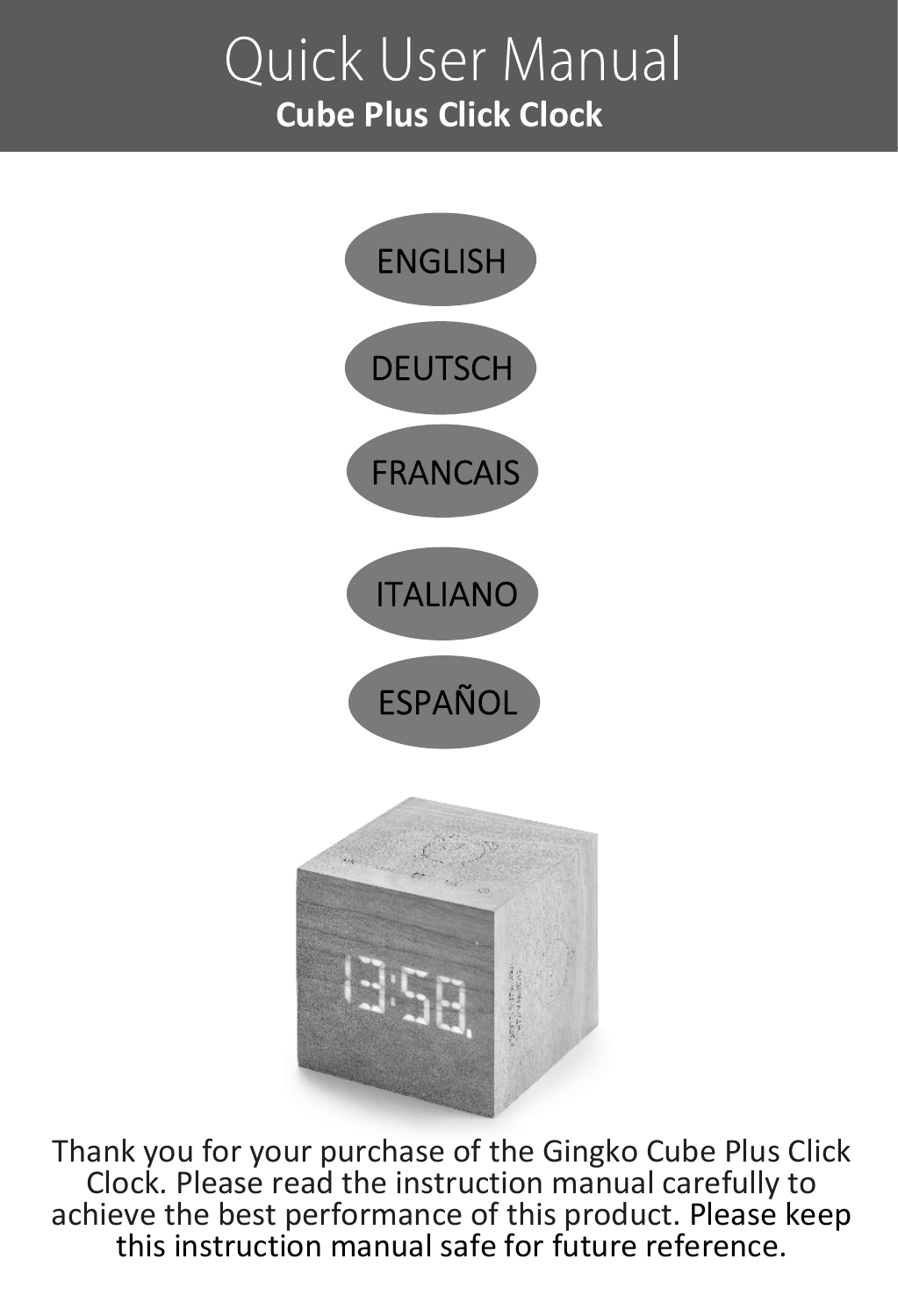# Quick User Manual

**Cube Plus Click Clock**

ENGLISH

DEUTSCH

FRANCAIS

ITALIANO

ESPAÑOL

Thank you for your purchase of the Gingko Cube Plus Click Clock. Please read the instruction manual carefully to achieve the best performance of this product. Please keep this instruction manual safe for future reference.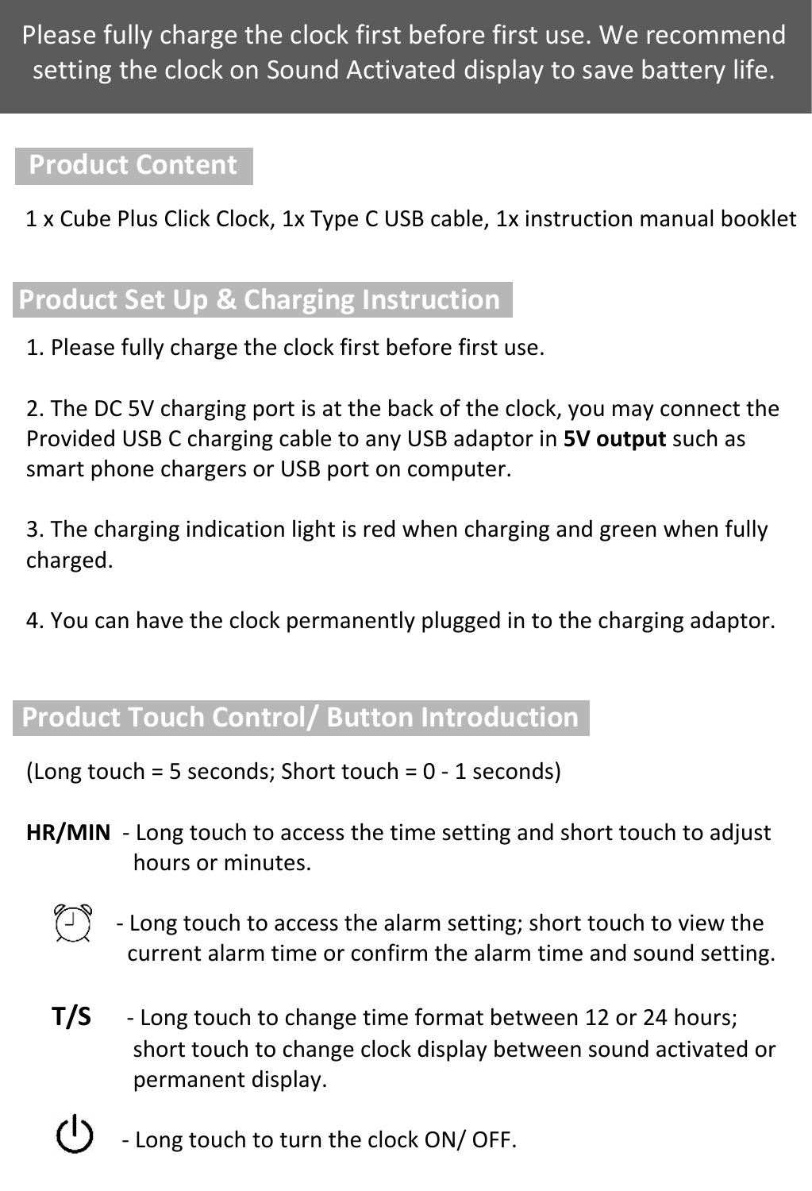Please fully charge the clock first before first use. We recommend setting the clock on Sound Activated display to save battery life.

## Product Content

1 x Cube Plus Click Clock, 1x Type C USB cable, 1x instruction manual booklet

## Product Set Up & Charging Instruction

1. Please fully charge the clock first before first use.

2. The DC 5V charging port is at the back of the clock, you may connect the Provided USB C charging cable to any USB adaptor in **5V output** such as smart phone chargers or USB port on computer.

3. The charging indication light is red when charging and green when fully charged.

4. You can have the clock permanently plugged in to the charging adaptor.

## Product Touch Control/ Button Introduction

(Long touch = 5 seconds; Short touch = 0 - 1 seconds)

**HR/MIN** - Long touch to access the time setting and short touch to adjust hours or minutes.

⏰ - Long touch to access the alarm setting; short touch to view the current alarm time or confirm the alarm time and sound setting.

**T/S** - Long touch to change time format between 12 or 24 hours; short touch to change clock display between sound activated or permanent display.

⏻ - Long touch to turn the clock ON/ OFF.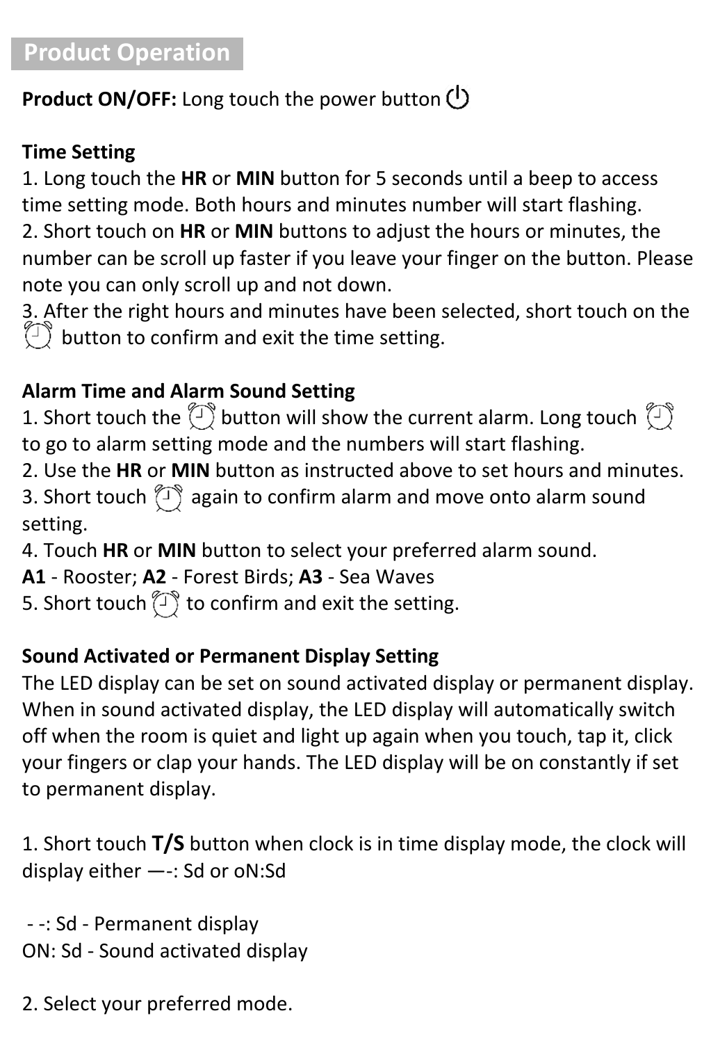## Product Operation

**Product ON/OFF:** Long touch the power button ⏻

**Time Setting**

1. Long touch the **HR** or **MIN** button for 5 seconds until a beep to access time setting mode. Both hours and minutes number will start flashing.
2. Short touch on **HR** or **MIN** buttons to adjust the hours or minutes, the number can be scroll up faster if you leave your finger on the button. Please note you can only scroll up and not down.
3. After the right hours and minutes have been selected, short touch on the ⏰ button to confirm and exit the time setting.

**Alarm Time and Alarm Sound Setting**

1. Short touch the ⏰ button will show the current alarm. Long touch ⏰ to go to alarm setting mode and the numbers will start flashing.
2. Use the **HR** or **MIN** button as instructed above to set hours and minutes.
3. Short touch ⏰ again to confirm alarm and move onto alarm sound setting.
4. Touch **HR** or **MIN** button to select your preferred alarm sound.
   **A1** - Rooster; **A2** - Forest Birds; **A3** - Sea Waves
5. Short touch ⏰ to confirm and exit the setting.

**Sound Activated or Permanent Display Setting**

The LED display can be set on sound activated display or permanent display. When in sound activated display, the LED display will automatically switch off when the room is quiet and light up again when you touch, tap it, click your fingers or clap your hands. The LED display will be on constantly if set to permanent display.

1. Short touch **T/S** button when clock is in time display mode, the clock will display either —-: Sd or oN:Sd

- -: Sd - Permanent display
ON: Sd - Sound activated display

2. Select your preferred mode.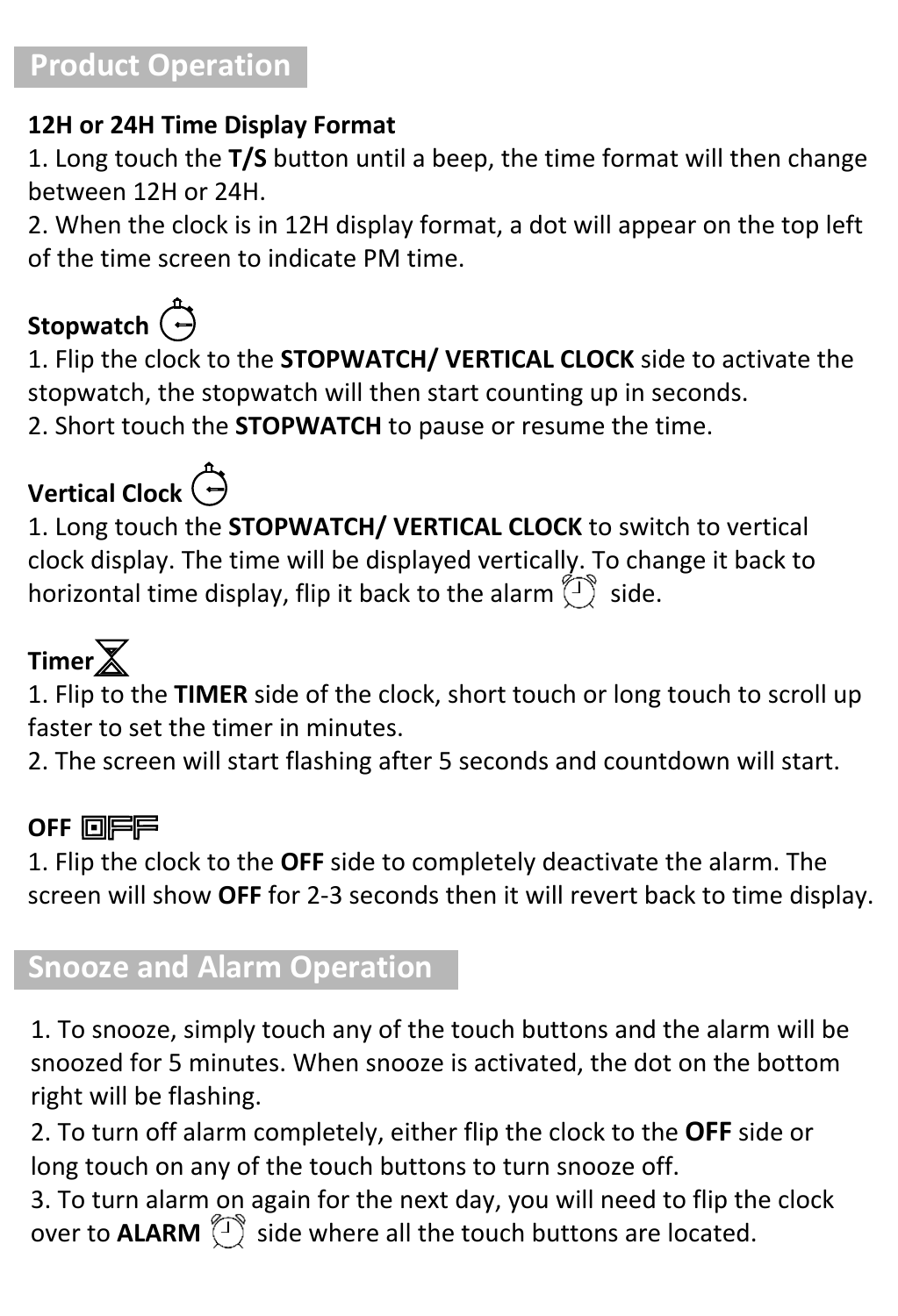## Product Operation

### 12H or 24H Time Display Format

1. Long touch the **T/S** button until a beep, the time format will then change between 12H or 24H.
2. When the clock is in 12H display format, a dot will appear on the top left of the time screen to indicate PM time.

### Stopwatch

1. Flip the clock to the **STOPWATCH/ VERTICAL CLOCK** side to activate the stopwatch, the stopwatch will then start counting up in seconds.
2. Short touch the **STOPWATCH** to pause or resume the time.

### Vertical Clock

1. Long touch the **STOPWATCH/ VERTICAL CLOCK** to switch to vertical clock display. The time will be displayed vertically. To change it back to horizontal time display, flip it back to the alarm side.

### Timer

1. Flip to the **TIMER** side of the clock, short touch or long touch to scroll up faster to set the timer in minutes.
2. The screen will start flashing after 5 seconds and countdown will start.

### OFF

1. Flip the clock to the **OFF** side to completely deactivate the alarm. The screen will show **OFF** for 2-3 seconds then it will revert back to time display.

## Snooze and Alarm Operation

1. To snooze, simply touch any of the touch buttons and the alarm will be snoozed for 5 minutes. When snooze is activated, the dot on the bottom right will be flashing.
2. To turn off alarm completely, either flip the clock to the **OFF** side or long touch on any of the touch buttons to turn snooze off.
3. To turn alarm on again for the next day, you will need to flip the clock over to **ALARM** side where all the touch buttons are located.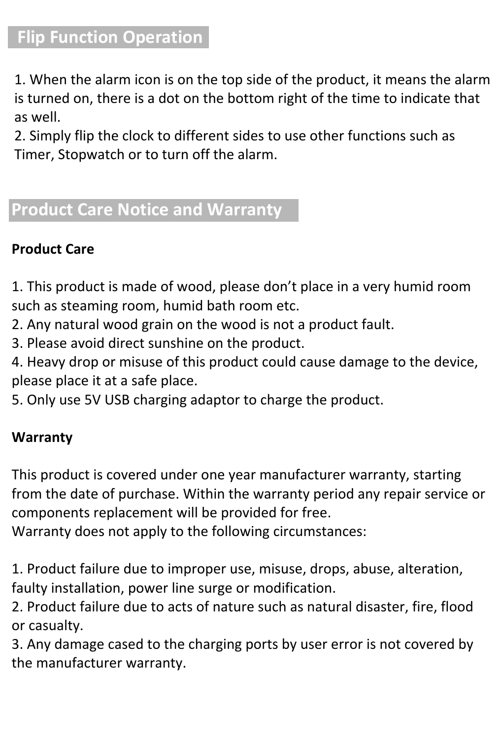## Flip Function Operation

1. When the alarm icon is on the top side of the product, it means the alarm is turned on, there is a dot on the bottom right of the time to indicate that as well.
2. Simply flip the clock to different sides to use other functions such as Timer, Stopwatch or to turn off the alarm.

## Product Care Notice and Warranty

**Product Care**

1. This product is made of wood, please don't place in a very humid room such as steaming room, humid bath room etc.
2. Any natural wood grain on the wood is not a product fault.
3. Please avoid direct sunshine on the product.
4. Heavy drop or misuse of this product could cause damage to the device, please place it at a safe place.
5. Only use 5V USB charging adaptor to charge the product.

**Warranty**

This product is covered under one year manufacturer warranty, starting from the date of purchase. Within the warranty period any repair service or components replacement will be provided for free.
Warranty does not apply to the following circumstances:

1. Product failure due to improper use, misuse, drops, abuse, alteration, faulty installation, power line surge or modification.
2. Product failure due to acts of nature such as natural disaster, fire, flood or casualty.
3. Any damage cased to the charging ports by user error is not covered by the manufacturer warranty.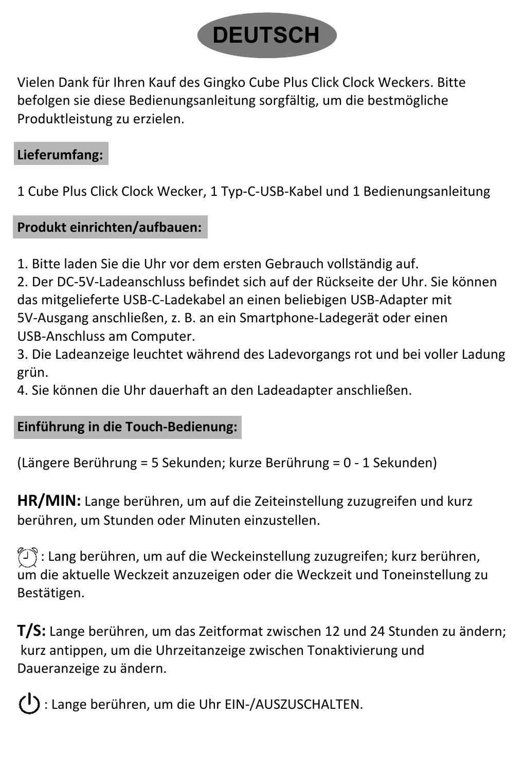# DEUTSCH

Vielen Dank für Ihren Kauf des Gingko Cube Plus Click Clock Weckers. Bitte befolgen sie diese Bedienungsanleitung sorgfältig, um die bestmögliche Produktleistung zu erzielen.

## Lieferumfang:

1 Cube Plus Click Clock Wecker, 1 Typ-C-USB-Kabel und 1 Bedienungsanleitung

## Produkt einrichten/aufbauen:

1. Bitte laden Sie die Uhr vor dem ersten Gebrauch vollständig auf.
2. Der DC-5V-Ladeanschluss befindet sich auf der Rückseite der Uhr. Sie können das mitgelieferte USB-C-Ladekabel an einen beliebigen USB-Adapter mit 5V-Ausgang anschließen, z. B. an ein Smartphone-Ladegerät oder einen USB-Anschluss am Computer.
3. Die Ladeanzeige leuchtet während des Ladevorgangs rot und bei voller Ladung grün.
4. Sie können die Uhr dauerhaft an den Ladeadapter anschließen.

## Einführung in die Touch-Bedienung:

(Längere Berührung = 5 Sekunden; kurze Berührung = 0 - 1 Sekunden)

**HR/MIN:** Lange berühren, um auf die Zeiteinstellung zuzugreifen und kurz berühren, um Stunden oder Minuten einzustellen.

⏰: Lang berühren, um auf die Weckeinstellung zuzugreifen; kurz berühren, um die aktuelle Weckzeit anzuzeigen oder die Weckzeit und Toneinstellung zu Bestätigen.

**T/S:** Lange berühren, um das Zeitformat zwischen 12 und 24 Stunden zu ändern; kurz antippen, um die Uhrzeitanzeige zwischen Tonaktivierung und Daueranzeige zu ändern.

⏻: Lange berühren, um die Uhr EIN-/AUSZUSCHALTEN.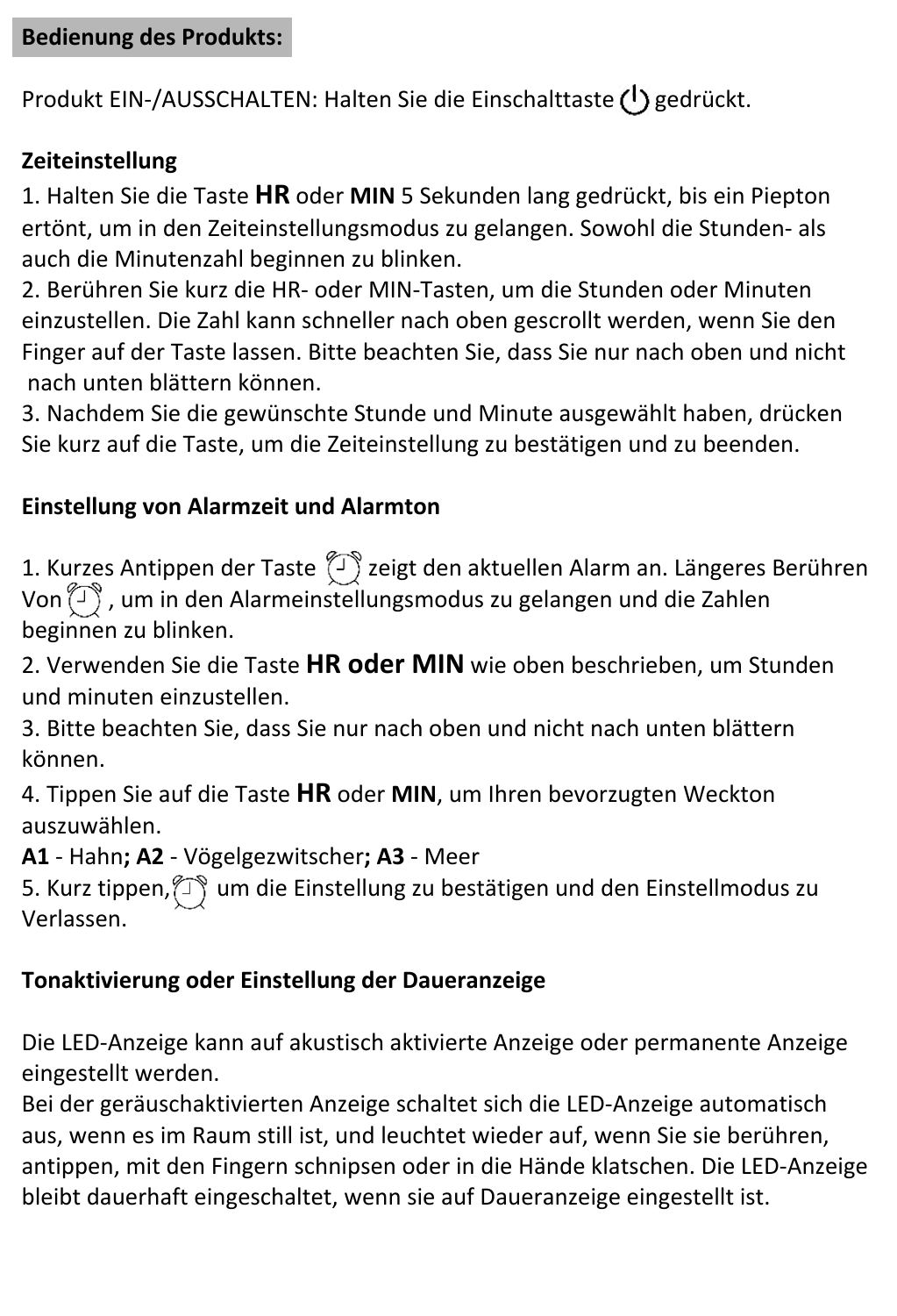**Bedienung des Produkts:**

Produkt EIN-/AUSSCHALTEN: Halten Sie die Einschalttaste ⏻ gedrückt.

**Zeiteinstellung**

1. Halten Sie die Taste **HR** oder **MIN** 5 Sekunden lang gedrückt, bis ein Piepton ertönt, um in den Zeiteinstellungsmodus zu gelangen. Sowohl die Stunden- als auch die Minutenzahl beginnen zu blinken.
2. Berühren Sie kurz die HR- oder MIN-Tasten, um die Stunden oder Minuten einzustellen. Die Zahl kann schneller nach oben gescrollt werden, wenn Sie den Finger auf der Taste lassen. Bitte beachten Sie, dass Sie nur nach oben und nicht nach unten blättern können.
3. Nachdem Sie die gewünschte Stunde und Minute ausgewählt haben, drücken Sie kurz auf die Taste, um die Zeiteinstellung zu bestätigen und zu beenden.

**Einstellung von Alarmzeit und Alarmton**

1. Kurzes Antippen der Taste ⏰ zeigt den aktuellen Alarm an. Längeres Berühren Von ⏰ , um in den Alarmeinstellungsmodus zu gelangen und die Zahlen beginnen zu blinken.
2. Verwenden Sie die Taste **HR oder MIN** wie oben beschrieben, um Stunden und minuten einzustellen.
3. Bitte beachten Sie, dass Sie nur nach oben und nicht nach unten blättern können.
4. Tippen Sie auf die Taste **HR** oder **MIN**, um Ihren bevorzugten Weckton auszuwählen.
**A1** - Hahn**; A2** - Vögelgezwitscher**; A3** - Meer
5. Kurz tippen, ⏰ um die Einstellung zu bestätigen und den Einstellmodus zu Verlassen.

**Tonaktivierung oder Einstellung der Daueranzeige**

Die LED-Anzeige kann auf akustisch aktivierte Anzeige oder permanente Anzeige eingestellt werden.
Bei der geräuschaktivierten Anzeige schaltet sich die LED-Anzeige automatisch aus, wenn es im Raum still ist, und leuchtet wieder auf, wenn Sie sie berühren, antippen, mit den Fingern schnipsen oder in die Hände klatschen. Die LED-Anzeige bleibt dauerhaft eingeschaltet, wenn sie auf Daueranzeige eingestellt ist.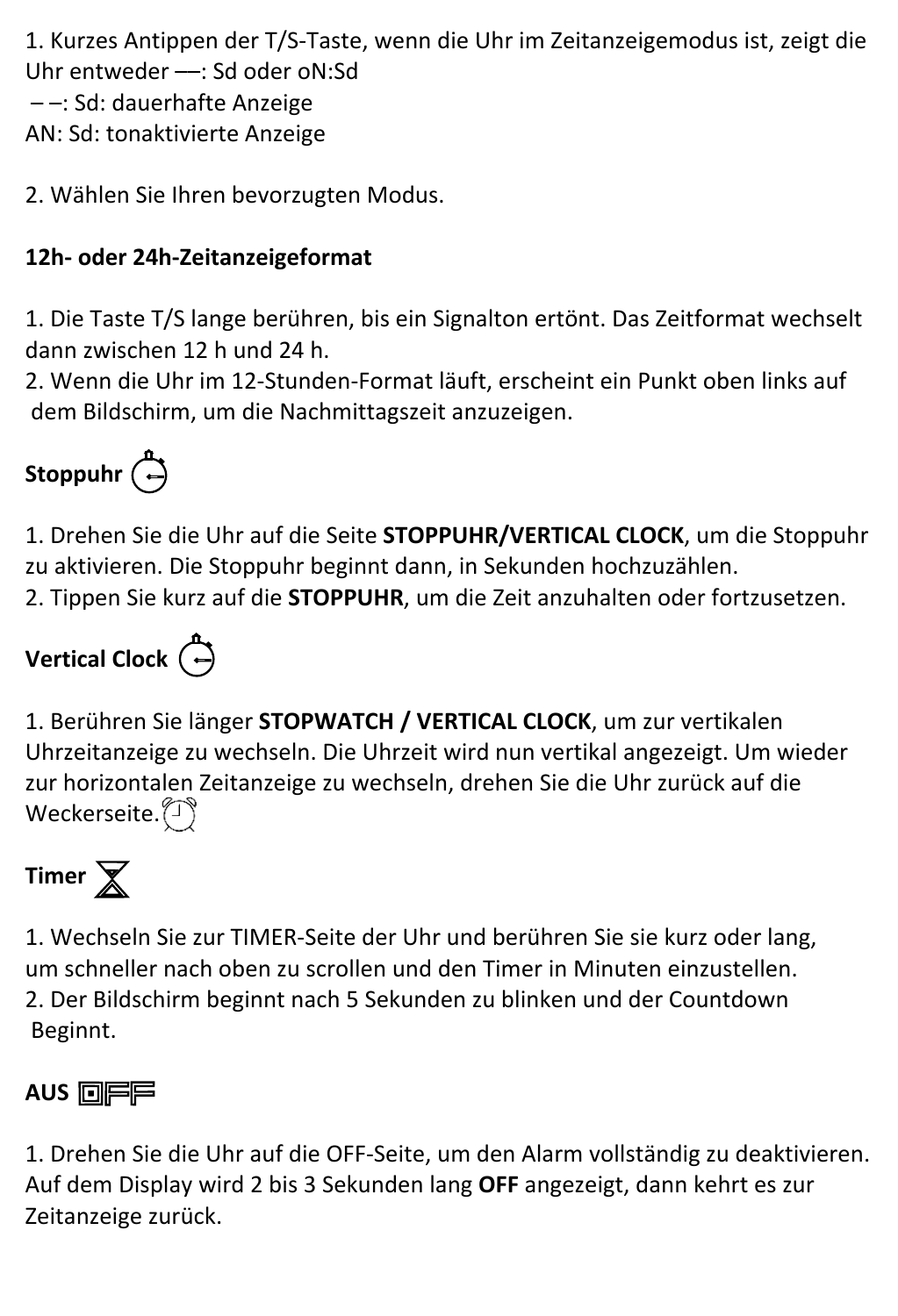1. Kurzes Antippen der T/S-Taste, wenn die Uhr im Zeitanzeigemodus ist, zeigt die Uhr entweder —: Sd oder oN:Sd
– –: Sd: dauerhafte Anzeige
AN: Sd: tonaktivierte Anzeige

2. Wählen Sie Ihren bevorzugten Modus.

**12h- oder 24h-Zeitanzeigeformat**

1. Die Taste T/S lange berühren, bis ein Signalton ertönt. Das Zeitformat wechselt dann zwischen 12 h und 24 h.
2. Wenn die Uhr im 12-Stunden-Format läuft, erscheint ein Punkt oben links auf dem Bildschirm, um die Nachmittagszeit anzuzeigen.

**Stoppuhr**

1. Drehen Sie die Uhr auf die Seite **STOPPUHR/VERTICAL CLOCK**, um die Stoppuhr zu aktivieren. Die Stoppuhr beginnt dann, in Sekunden hochzuzählen.
2. Tippen Sie kurz auf die **STOPPUHR**, um die Zeit anzuhalten oder fortzusetzen.

**Vertical Clock**

1. Berühren Sie länger **STOPWATCH / VERTICAL CLOCK**, um zur vertikalen Uhrzeitanzeige zu wechseln. Die Uhrzeit wird nun vertikal angezeigt. Um wieder zur horizontalen Zeitanzeige zu wechseln, drehen Sie die Uhr zurück auf die Weckerseite.

**Timer**

1. Wechseln Sie zur TIMER-Seite der Uhr und berühren Sie sie kurz oder lang, um schneller nach oben zu scrollen und den Timer in Minuten einzustellen.
2. Der Bildschirm beginnt nach 5 Sekunden zu blinken und der Countdown Beginnt.

**AUS** OFF

1. Drehen Sie die Uhr auf die OFF-Seite, um den Alarm vollständig zu deaktivieren. Auf dem Display wird 2 bis 3 Sekunden lang **OFF** angezeigt, dann kehrt es zur Zeitanzeige zurück.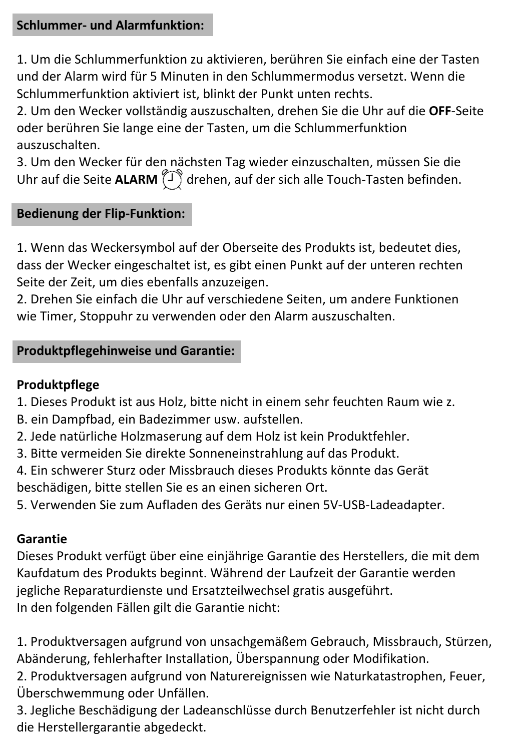## Schlummer- und Alarmfunktion:

1. Um die Schlummerfunktion zu aktivieren, berühren Sie einfach eine der Tasten und der Alarm wird für 5 Minuten in den Schlummermodus versetzt. Wenn die Schlummerfunktion aktiviert ist, blinkt der Punkt unten rechts.
2. Um den Wecker vollständig auszuschalten, drehen Sie die Uhr auf die **OFF**-Seite oder berühren Sie lange eine der Tasten, um die Schlummerfunktion auszuschalten.
3. Um den Wecker für den nächsten Tag wieder einzuschalten, müssen Sie die Uhr auf die Seite **ALARM** ⏰ drehen, auf der sich alle Touch-Tasten befinden.

## Bedienung der Flip-Funktion:

1. Wenn das Weckersymbol auf der Oberseite des Produkts ist, bedeutet dies, dass der Wecker eingeschaltet ist, es gibt einen Punkt auf der unteren rechten Seite der Zeit, um dies ebenfalls anzuzeigen.
2. Drehen Sie einfach die Uhr auf verschiedene Seiten, um andere Funktionen wie Timer, Stoppuhr zu verwenden oder den Alarm auszuschalten.

## Produktpflegehinweise und Garantie:

### Produktpflege

1. Dieses Produkt ist aus Holz, bitte nicht in einem sehr feuchten Raum wie z. B. ein Dampfbad, ein Badezimmer usw. aufstellen.
2. Jede natürliche Holzmaserung auf dem Holz ist kein Produktfehler.
3. Bitte vermeiden Sie direkte Sonneneinstrahlung auf das Produkt.
4. Ein schwerer Sturz oder Missbrauch dieses Produkts könnte das Gerät beschädigen, bitte stellen Sie es an einen sicheren Ort.
5. Verwenden Sie zum Aufladen des Geräts nur einen 5V-USB-Ladeadapter.

### Garantie

Dieses Produkt verfügt über eine einjährige Garantie des Herstellers, die mit dem Kaufdatum des Produkts beginnt. Während der Laufzeit der Garantie werden jegliche Reparaturdienste und Ersatzteilwechsel gratis ausgeführt.
In den folgenden Fällen gilt die Garantie nicht:

1. Produktversagen aufgrund von unsachgemäßem Gebrauch, Missbrauch, Stürzen, Abänderung, fehlerhafter Installation, Überspannung oder Modifikation.
2. Produktversagen aufgrund von Naturereignissen wie Naturkatastrophen, Feuer, Überschwemmung oder Unfällen.
3. Jegliche Beschädigung der Ladeanschlüsse durch Benutzerfehler ist nicht durch die Herstellergarantie abgedeckt.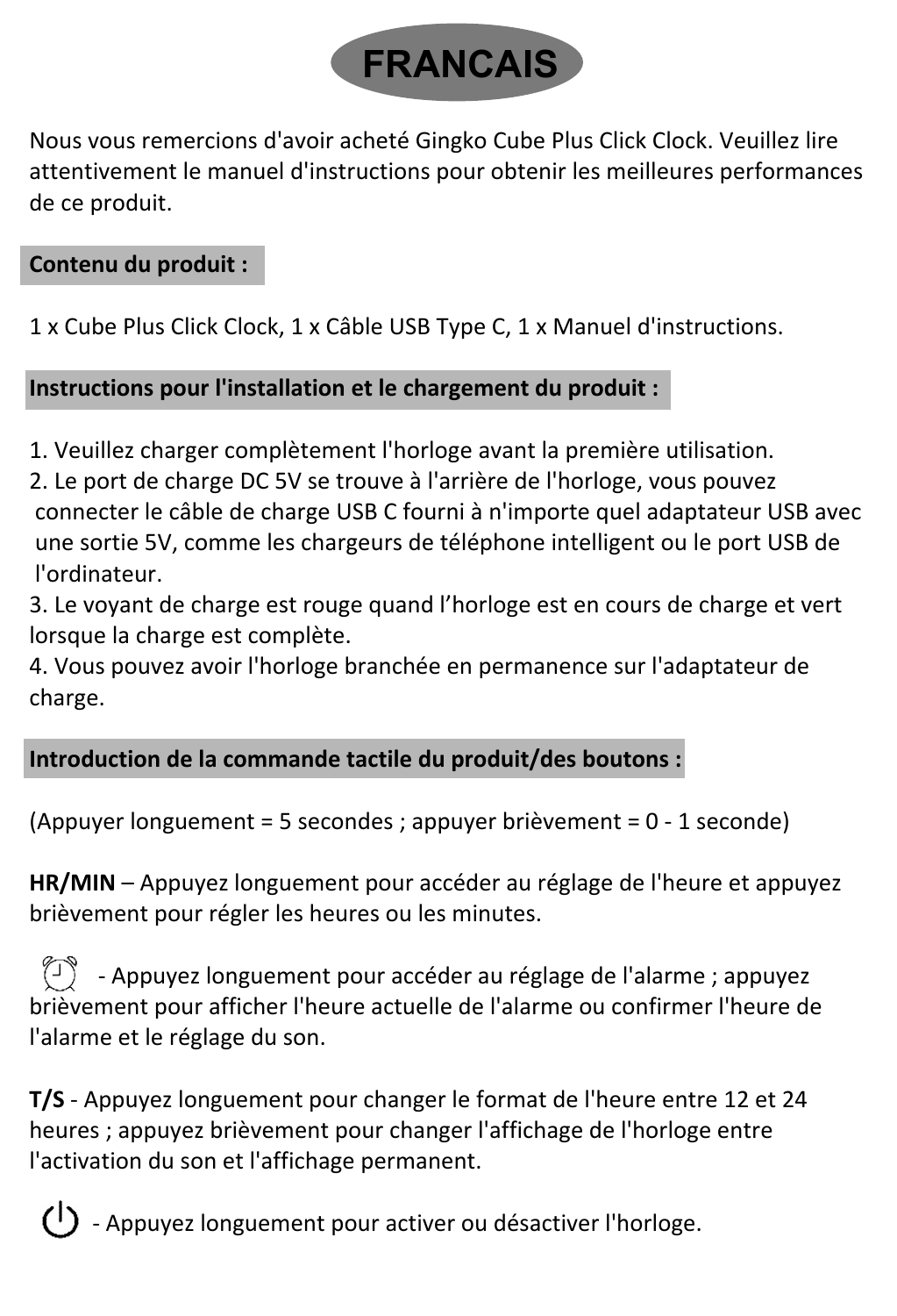# FRANCAIS

Nous vous remercions d'avoir acheté Gingko Cube Plus Click Clock. Veuillez lire attentivement le manuel d'instructions pour obtenir les meilleures performances de ce produit.

## Contenu du produit :

1 x Cube Plus Click Clock, 1 x Câble USB Type C, 1 x Manuel d'instructions.

## Instructions pour l'installation et le chargement du produit :

1. Veuillez charger complètement l'horloge avant la première utilisation.
2. Le port de charge DC 5V se trouve à l'arrière de l'horloge, vous pouvez connecter le câble de charge USB C fourni à n'importe quel adaptateur USB avec une sortie 5V, comme les chargeurs de téléphone intelligent ou le port USB de l'ordinateur.
3. Le voyant de charge est rouge quand l'horloge est en cours de charge et vert lorsque la charge est complète.
4. Vous pouvez avoir l'horloge branchée en permanence sur l'adaptateur de charge.

## Introduction de la commande tactile du produit/des boutons :

(Appuyer longuement = 5 secondes ; appuyer brièvement = 0 - 1 seconde)

**HR/MIN** – Appuyez longuement pour accéder au réglage de l'heure et appuyez brièvement pour régler les heures ou les minutes.

⏰ - Appuyez longuement pour accéder au réglage de l'alarme ; appuyez brièvement pour afficher l'heure actuelle de l'alarme ou confirmer l'heure de l'alarme et le réglage du son.

**T/S** - Appuyez longuement pour changer le format de l'heure entre 12 et 24 heures ; appuyez brièvement pour changer l'affichage de l'horloge entre l'activation du son et l'affichage permanent.

⏻ - Appuyez longuement pour activer ou désactiver l'horloge.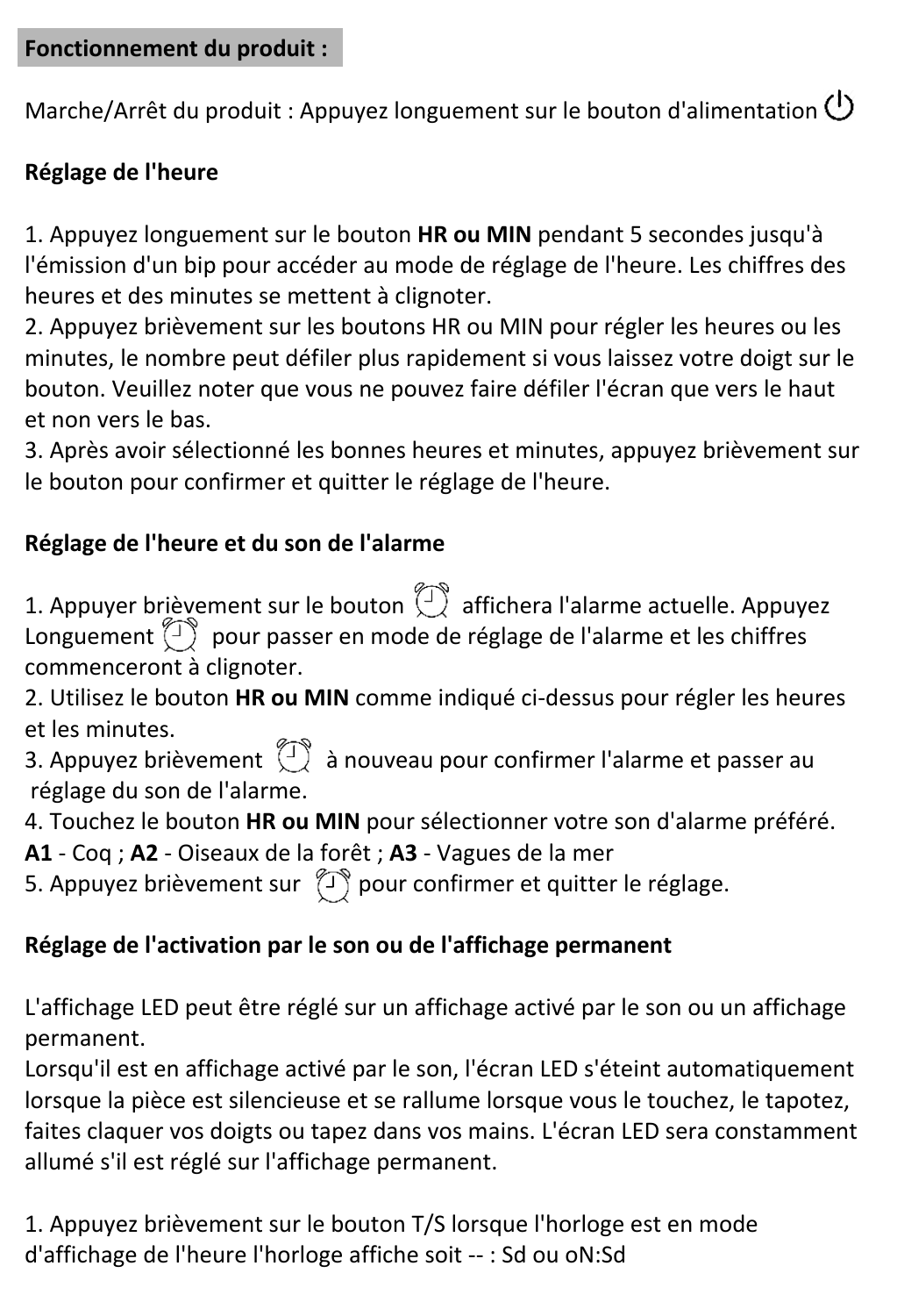**Fonctionnement du produit :**

Marche/Arrêt du produit : Appuyez longuement sur le bouton d'alimentation ⏻

**Réglage de l'heure**

1. Appuyez longuement sur le bouton **HR ou MIN** pendant 5 secondes jusqu'à l'émission d'un bip pour accéder au mode de réglage de l'heure. Les chiffres des heures et des minutes se mettent à clignoter.
2. Appuyez brièvement sur les boutons HR ou MIN pour régler les heures ou les minutes, le nombre peut défiler plus rapidement si vous laissez votre doigt sur le bouton. Veuillez noter que vous ne pouvez faire défiler l'écran que vers le haut et non vers le bas.
3. Après avoir sélectionné les bonnes heures et minutes, appuyez brièvement sur le bouton pour confirmer et quitter le réglage de l'heure.

**Réglage de l'heure et du son de l'alarme**

1. Appuyer brièvement sur le bouton ⏰ affichera l'alarme actuelle. Appuyez Longuement ⏰ pour passer en mode de réglage de l'alarme et les chiffres commenceront à clignoter.
2. Utilisez le bouton **HR ou MIN** comme indiqué ci-dessus pour régler les heures et les minutes.
3. Appuyez brièvement ⏰ à nouveau pour confirmer l'alarme et passer au réglage du son de l'alarme.
4. Touchez le bouton **HR ou MIN** pour sélectionner votre son d'alarme préféré. **A1** - Coq ; **A2** - Oiseaux de la forêt ; **A3** - Vagues de la mer
5. Appuyez brièvement sur ⏰ pour confirmer et quitter le réglage.

**Réglage de l'activation par le son ou de l'affichage permanent**

L'affichage LED peut être réglé sur un affichage activé par le son ou un affichage permanent.
Lorsqu'il est en affichage activé par le son, l'écran LED s'éteint automatiquement lorsque la pièce est silencieuse et se rallume lorsque vous le touchez, le tapotez, faites claquer vos doigts ou tapez dans vos mains. L'écran LED sera constamment allumé s'il est réglé sur l'affichage permanent.

1. Appuyez brièvement sur le bouton T/S lorsque l'horloge est en mode d'affichage de l'heure l'horloge affiche soit -- : Sd ou oN:Sd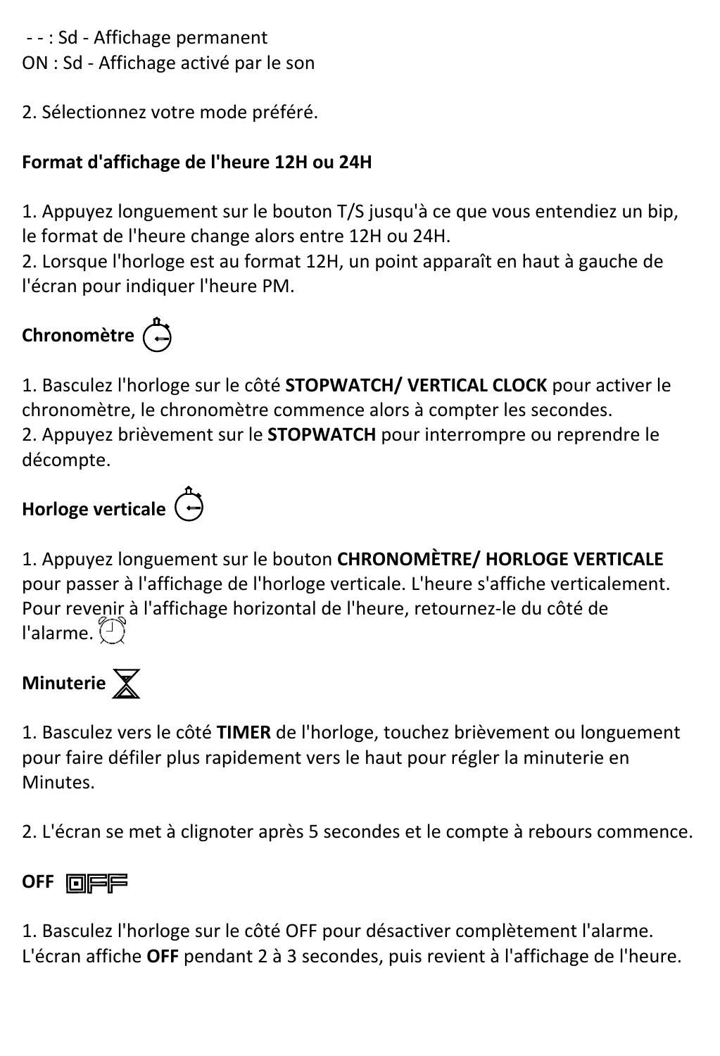- - : Sd - Affichage permanent
ON : Sd - Affichage activé par le son

2. Sélectionnez votre mode préféré.

**Format d'affichage de l'heure 12H ou 24H**

1. Appuyez longuement sur le bouton T/S jusqu'à ce que vous entendiez un bip, le format de l'heure change alors entre 12H ou 24H.
2. Lorsque l'horloge est au format 12H, un point apparaît en haut à gauche de l'écran pour indiquer l'heure PM.

**Chronomètre**

1. Basculez l'horloge sur le côté **STOPWATCH/ VERTICAL CLOCK** pour activer le chronomètre, le chronomètre commence alors à compter les secondes.
2. Appuyez brièvement sur le **STOPWATCH** pour interrompre ou reprendre le décompte.

**Horloge verticale**

1. Appuyez longuement sur le bouton **CHRONOMÈTRE/ HORLOGE VERTICALE** pour passer à l'affichage de l'horloge verticale. L'heure s'affiche verticalement. Pour revenir à l'affichage horizontal de l'heure, retournez-le du côté de l'alarme.

**Minuterie**

1. Basculez vers le côté **TIMER** de l'horloge, touchez brièvement ou longuement pour faire défiler plus rapidement vers le haut pour régler la minuterie en Minutes.

2. L'écran se met à clignoter après 5 secondes et le compte à rebours commence.

**OFF**

1. Basculez l'horloge sur le côté OFF pour désactiver complètement l'alarme. L'écran affiche **OFF** pendant 2 à 3 secondes, puis revient à l'affichage de l'heure.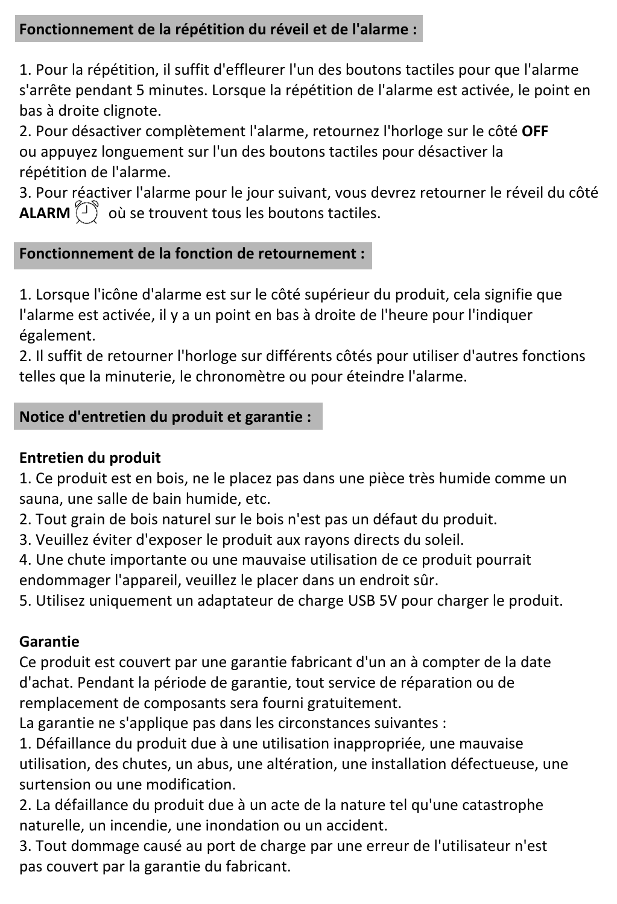## Fonctionnement de la répétition du réveil et de l'alarme :

1. Pour la répétition, il suffit d'effleurer l'un des boutons tactiles pour que l'alarme s'arrête pendant 5 minutes. Lorsque la répétition de l'alarme est activée, le point en bas à droite clignote.
2. Pour désactiver complètement l'alarme, retournez l'horloge sur le côté **OFF** ou appuyez longuement sur l'un des boutons tactiles pour désactiver la répétition de l'alarme.
3. Pour réactiver l'alarme pour le jour suivant, vous devrez retourner le réveil du côté **ALARM** ⏰ où se trouvent tous les boutons tactiles.

## Fonctionnement de la fonction de retournement :

1. Lorsque l'icône d'alarme est sur le côté supérieur du produit, cela signifie que l'alarme est activée, il y a un point en bas à droite de l'heure pour l'indiquer également.
2. Il suffit de retourner l'horloge sur différents côtés pour utiliser d'autres fonctions telles que la minuterie, le chronomètre ou pour éteindre l'alarme.

## Notice d'entretien du produit et garantie :

**Entretien du produit**

1. Ce produit est en bois, ne le placez pas dans une pièce très humide comme un sauna, une salle de bain humide, etc.
2. Tout grain de bois naturel sur le bois n'est pas un défaut du produit.
3. Veuillez éviter d'exposer le produit aux rayons directs du soleil.
4. Une chute importante ou une mauvaise utilisation de ce produit pourrait endommager l'appareil, veuillez le placer dans un endroit sûr.
5. Utilisez uniquement un adaptateur de charge USB 5V pour charger le produit.

**Garantie**

Ce produit est couvert par une garantie fabricant d'un an à compter de la date d'achat. Pendant la période de garantie, tout service de réparation ou de remplacement de composants sera fourni gratuitement.
La garantie ne s'applique pas dans les circonstances suivantes :

1. Défaillance du produit due à une utilisation inappropriée, une mauvaise utilisation, des chutes, un abus, une altération, une installation défectueuse, une surtension ou une modification.
2. La défaillance du produit due à un acte de la nature tel qu'une catastrophe naturelle, un incendie, une inondation ou un accident.
3. Tout dommage causé au port de charge par une erreur de l'utilisateur n'est pas couvert par la garantie du fabricant.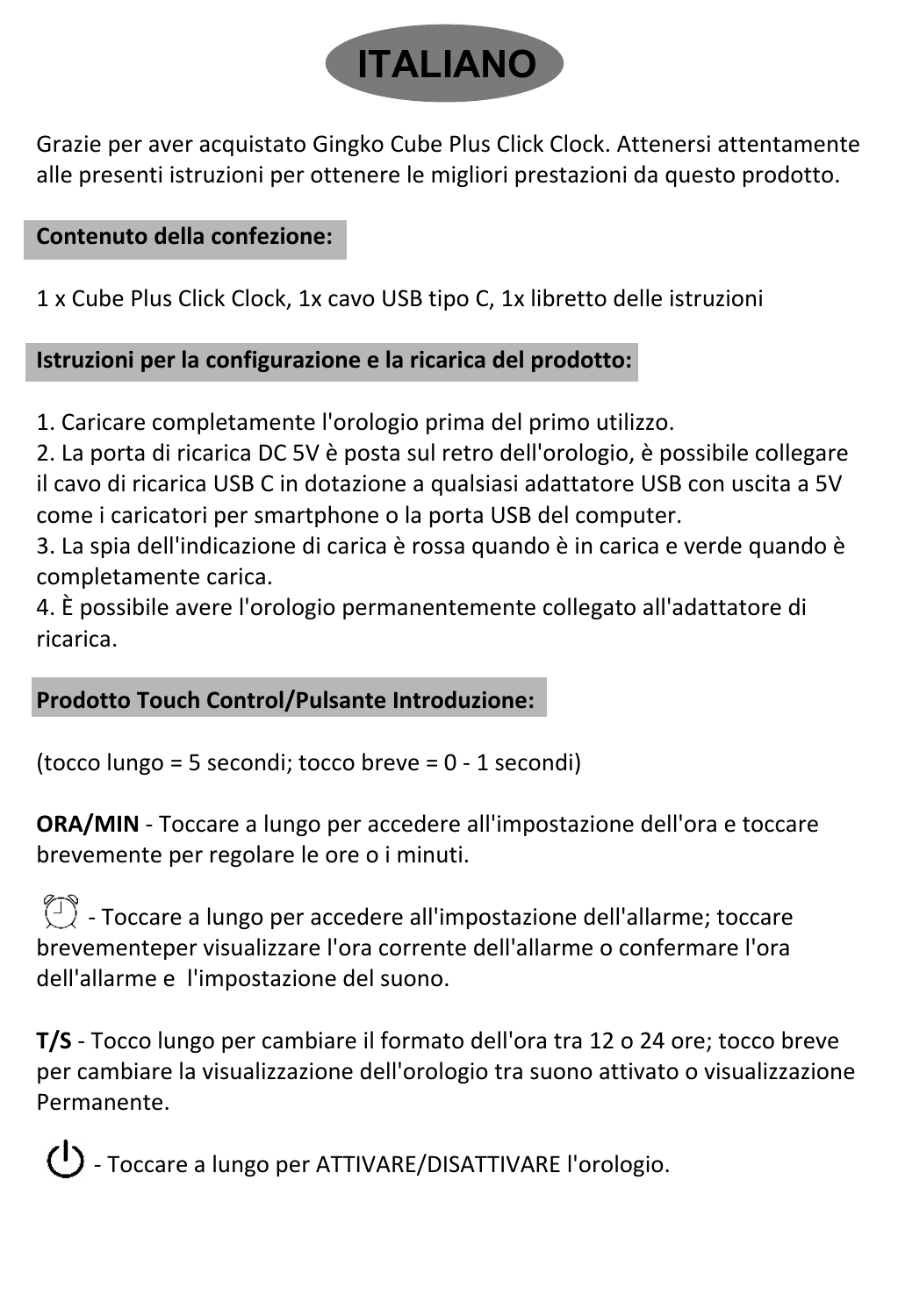# ITALIANO

Grazie per aver acquistato Gingko Cube Plus Click Clock. Attenersi attentamente alle presenti istruzioni per ottenere le migliori prestazioni da questo prodotto.

## Contenuto della confezione:

1 x Cube Plus Click Clock, 1x cavo USB tipo C, 1x libretto delle istruzioni

## Istruzioni per la configurazione e la ricarica del prodotto:

1. Caricare completamente l'orologio prima del primo utilizzo.
2. La porta di ricarica DC 5V è posta sul retro dell'orologio, è possibile collegare il cavo di ricarica USB C in dotazione a qualsiasi adattatore USB con uscita a 5V come i caricatori per smartphone o la porta USB del computer.
3. La spia dell'indicazione di carica è rossa quando è in carica e verde quando è completamente carica.
4. È possibile avere l'orologio permanentemente collegato all'adattatore di ricarica.

## Prodotto Touch Control/Pulsante Introduzione:

(tocco lungo = 5 secondi; tocco breve = 0 - 1 secondi)

**ORA/MIN** - Toccare a lungo per accedere all'impostazione dell'ora e toccare brevemente per regolare le ore o i minuti.

⏰ - Toccare a lungo per accedere all'impostazione dell'allarme; toccare brevementeper visualizzare l'ora corrente dell'allarme o confermare l'ora dell'allarme e l'impostazione del suono.

**T/S** - Tocco lungo per cambiare il formato dell'ora tra 12 o 24 ore; tocco breve per cambiare la visualizzazione dell'orologio tra suono attivato o visualizzazione Permanente.

⏻ - Toccare a lungo per ATTIVARE/DISATTIVARE l'orologio.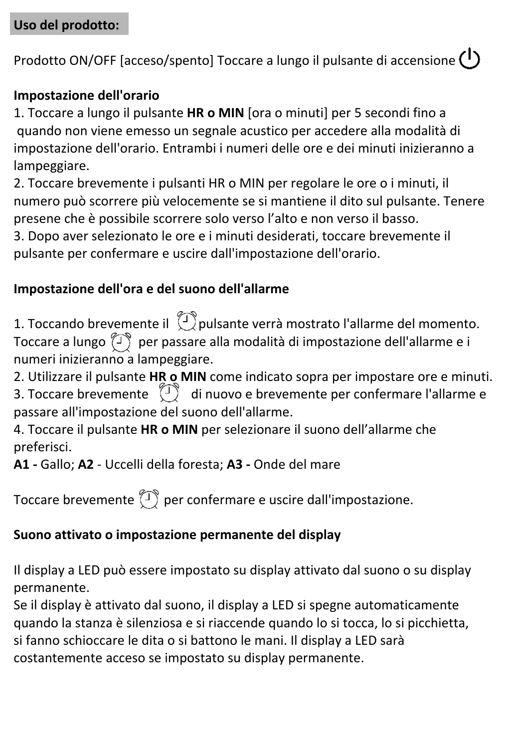**Uso del prodotto:**

Prodotto ON/OFF [acceso/spento] Toccare a lungo il pulsante di accensione ⏻

**Impostazione dell'orario**

1. Toccare a lungo il pulsante **HR o MIN** [ora o minuti] per 5 secondi fino a quando non viene emesso un segnale acustico per accedere alla modalità di impostazione dell'orario. Entrambi i numeri delle ore e dei minuti inizieranno a lampeggiare.
2. Toccare brevemente i pulsanti HR o MIN per regolare le ore o i minuti, il numero può scorrere più velocemente se si mantiene il dito sul pulsante. Tenere presene che è possibile scorrere solo verso l'alto e non verso il basso.
3. Dopo aver selezionato le ore e i minuti desiderati, toccare brevemente il pulsante per confermare e uscire dall'impostazione dell'orario.

**Impostazione dell'ora e del suono dell'allarme**

1. Toccando brevemente il ⏰ pulsante verrà mostrato l'allarme del momento. Toccare a lungo ⏰ per passare alla modalità di impostazione dell'allarme e i numeri inizieranno a lampeggiare.
2. Utilizzare il pulsante **HR o MIN** come indicato sopra per impostare ore e minuti.
3. Toccare brevemente ⏰ di nuovo e brevemente per confermare l'allarme e passare all'impostazione del suono dell'allarme.
4. Toccare il pulsante **HR o MIN** per selezionare il suono dell'allarme che preferisci.

**A1 -** Gallo; **A2** - Uccelli della foresta; **A3 -** Onde del mare

Toccare brevemente ⏰ per confermare e uscire dall'impostazione.

**Suono attivato o impostazione permanente del display**

Il display a LED può essere impostato su display attivato dal suono o su display permanente.
Se il display è attivato dal suono, il display a LED si spegne automaticamente quando la stanza è silenziosa e si riaccende quando lo si tocca, lo si picchietta, si fanno schioccare le dita o si battono le mani. Il display a LED sarà costantemente acceso se impostato su display permanente.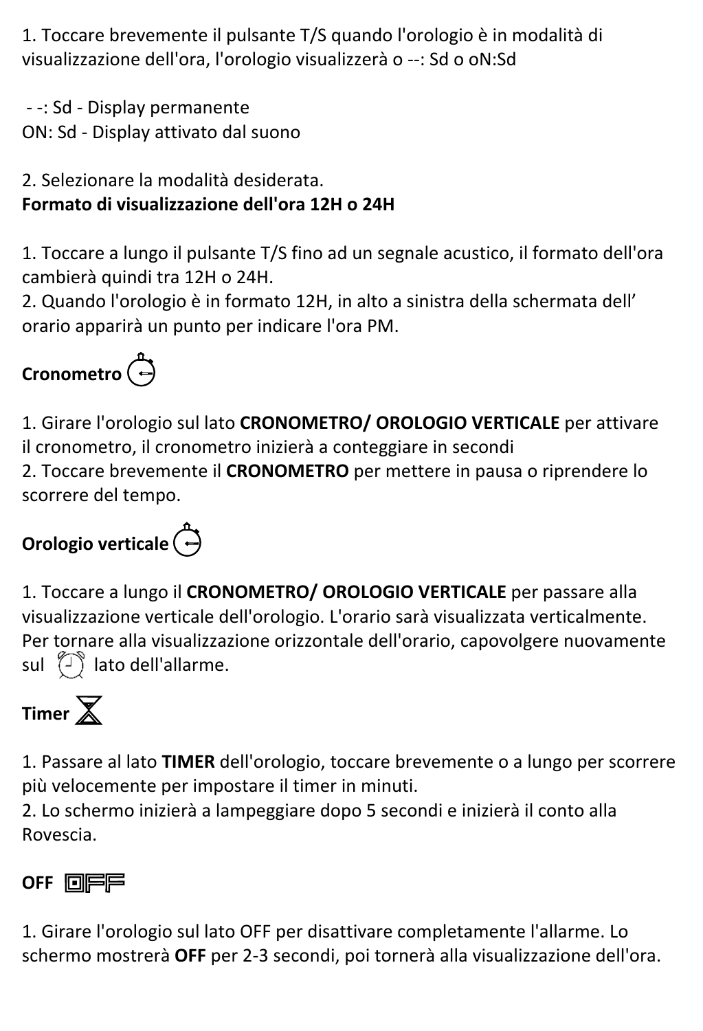1. Toccare brevemente il pulsante T/S quando l'orologio è in modalità di visualizzazione dell'ora, l'orologio visualizzerà o --: Sd o oN:Sd

- -: Sd - Display permanente
ON: Sd - Display attivato dal suono

2. Selezionare la modalità desiderata.

**Formato di visualizzazione dell'ora 12H o 24H**

1. Toccare a lungo il pulsante T/S fino ad un segnale acustico, il formato dell'ora cambierà quindi tra 12H o 24H.
2. Quando l'orologio è in formato 12H, in alto a sinistra della schermata dell' orario apparirà un punto per indicare l'ora PM.

**Cronometro**

1. Girare l'orologio sul lato **CRONOMETRO/ OROLOGIO VERTICALE** per attivare il cronometro, il cronometro inizierà a conteggiare in secondi
2. Toccare brevemente il **CRONOMETRO** per mettere in pausa o riprendere lo scorrere del tempo.

**Orologio verticale**

1. Toccare a lungo il **CRONOMETRO/ OROLOGIO VERTICALE** per passare alla visualizzazione verticale dell'orologio. L'orario sarà visualizzata verticalmente. Per tornare alla visualizzazione orizzontale dell'orario, capovolgere nuovamente sul lato dell'allarme.

**Timer**

1. Passare al lato **TIMER** dell'orologio, toccare brevemente o a lungo per scorrere più velocemente per impostare il timer in minuti.
2. Lo schermo inizierà a lampeggiare dopo 5 secondi e inizierà il conto alla Rovescia.

**OFF**

1. Girare l'orologio sul lato OFF per disattivare completamente l'allarme. Lo schermo mostrerà **OFF** per 2-3 secondi, poi tornerà alla visualizzazione dell'ora.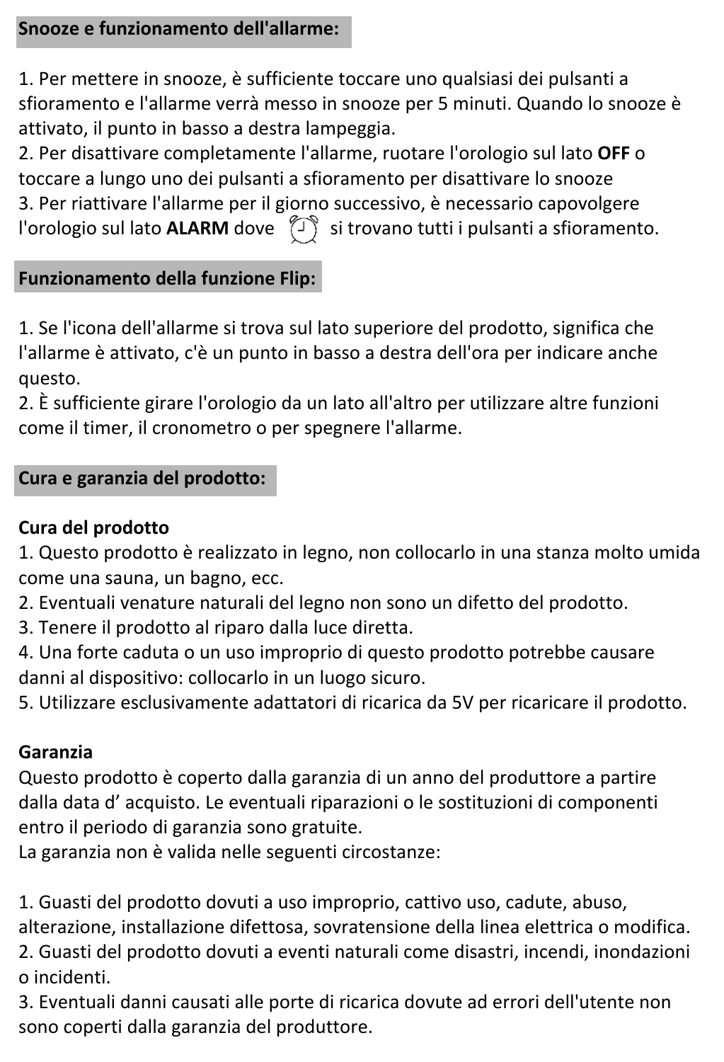## Snooze e funzionamento dell'allarme:

1. Per mettere in snooze, è sufficiente toccare uno qualsiasi dei pulsanti a sfioramento e l'allarme verrà messo in snooze per 5 minuti. Quando lo snooze è attivato, il punto in basso a destra lampeggia.
2. Per disattivare completamente l'allarme, ruotare l'orologio sul lato **OFF** o toccare a lungo uno dei pulsanti a sfioramento per disattivare lo snooze
3. Per riattivare l'allarme per il giorno successivo, è necessario capovolgere l'orologio sul lato **ALARM** dove ⏰ si trovano tutti i pulsanti a sfioramento.

## Funzionamento della funzione Flip:

1. Se l'icona dell'allarme si trova sul lato superiore del prodotto, significa che l'allarme è attivato, c'è un punto in basso a destra dell'ora per indicare anche questo.
2. È sufficiente girare l'orologio da un lato all'altro per utilizzare altre funzioni come il timer, il cronometro o per spegnere l'allarme.

## Cura e garanzia del prodotto:

### Cura del prodotto

1. Questo prodotto è realizzato in legno, non collocarlo in una stanza molto umida come una sauna, un bagno, ecc.
2. Eventuali venature naturali del legno non sono un difetto del prodotto.
3. Tenere il prodotto al riparo dalla luce diretta.
4. Una forte caduta o un uso improprio di questo prodotto potrebbe causare danni al dispositivo: collocarlo in un luogo sicuro.
5. Utilizzare esclusivamente adattatori di ricarica da 5V per ricaricare il prodotto.

### Garanzia

Questo prodotto è coperto dalla garanzia di un anno del produttore a partire dalla data d' acquisto. Le eventuali riparazioni o le sostituzioni di componenti entro il periodo di garanzia sono gratuite.
La garanzia non è valida nelle seguenti circostanze:

1. Guasti del prodotto dovuti a uso improprio, cattivo uso, cadute, abuso, alterazione, installazione difettosa, sovratensione della linea elettrica o modifica.
2. Guasti del prodotto dovuti a eventi naturali come disastri, incendi, inondazioni o incidenti.
3. Eventuali danni causati alle porte di ricarica dovute ad errori dell'utente non sono coperti dalla garanzia del produttore.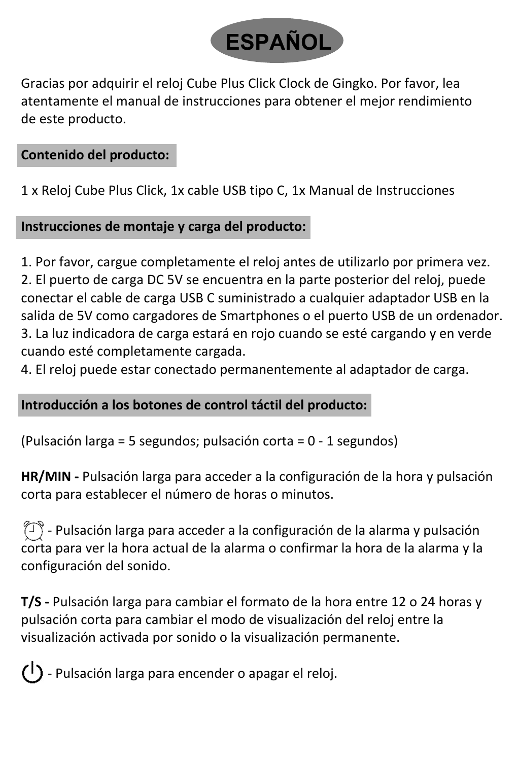# ESPAÑOL

Gracias por adquirir el reloj Cube Plus Click Clock de Gingko. Por favor, lea atentamente el manual de instrucciones para obtener el mejor rendimiento de este producto.

## Contenido del producto:

1 x Reloj Cube Plus Click, 1x cable USB tipo C, 1x Manual de Instrucciones

## Instrucciones de montaje y carga del producto:

1. Por favor, cargue completamente el reloj antes de utilizarlo por primera vez.
2. El puerto de carga DC 5V se encuentra en la parte posterior del reloj, puede conectar el cable de carga USB C suministrado a cualquier adaptador USB en la salida de 5V como cargadores de Smartphones o el puerto USB de un ordenador.
3. La luz indicadora de carga estará en rojo cuando se esté cargando y en verde cuando esté completamente cargada.
4. El reloj puede estar conectado permanentemente al adaptador de carga.

## Introducción a los botones de control táctil del producto:

(Pulsación larga = 5 segundos; pulsación corta = 0 - 1 segundos)

**HR/MIN -** Pulsación larga para acceder a la configuración de la hora y pulsación corta para establecer el número de horas o minutos.

⏰ - Pulsación larga para acceder a la configuración de la alarma y pulsación corta para ver la hora actual de la alarma o confirmar la hora de la alarma y la configuración del sonido.

**T/S -** Pulsación larga para cambiar el formato de la hora entre 12 o 24 horas y pulsación corta para cambiar el modo de visualización del reloj entre la visualización activada por sonido o la visualización permanente.

⏻ - Pulsación larga para encender o apagar el reloj.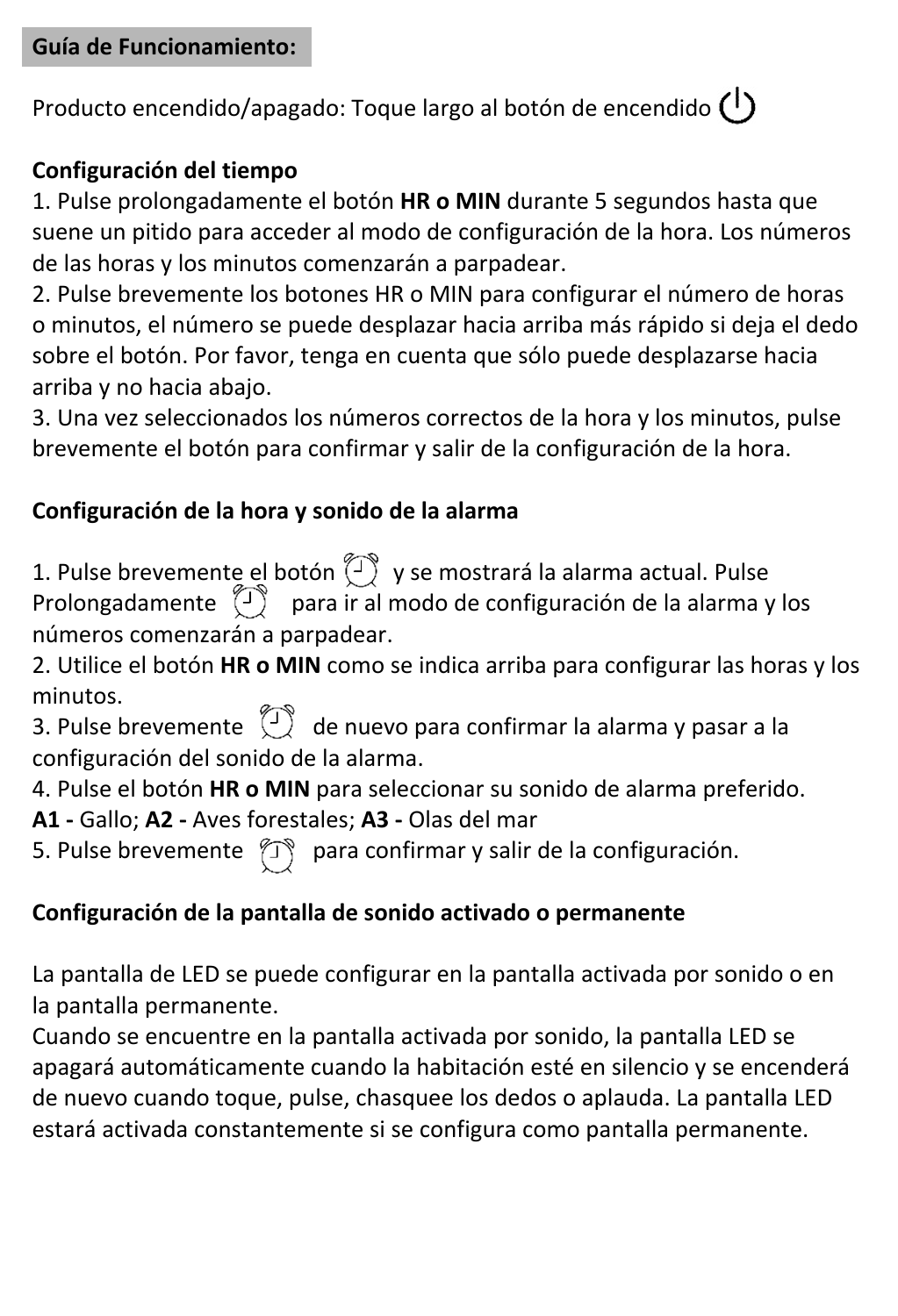**Guía de Funcionamiento:**

Producto encendido/apagado: Toque largo al botón de encendido ⏻

**Configuración del tiempo**

1. Pulse prolongadamente el botón **HR o MIN** durante 5 segundos hasta que suene un pitido para acceder al modo de configuración de la hora. Los números de las horas y los minutos comenzarán a parpadear.
2. Pulse brevemente los botones HR o MIN para configurar el número de horas o minutos, el número se puede desplazar hacia arriba más rápido si deja el dedo sobre el botón. Por favor, tenga en cuenta que sólo puede desplazarse hacia arriba y no hacia abajo.
3. Una vez seleccionados los números correctos de la hora y los minutos, pulse brevemente el botón para confirmar y salir de la configuración de la hora.

**Configuración de la hora y sonido de la alarma**

1. Pulse brevemente el botón ⏰ y se mostrará la alarma actual. Pulse Prolongadamente ⏰ para ir al modo de configuración de la alarma y los números comenzarán a parpadear.
2. Utilice el botón **HR o MIN** como se indica arriba para configurar las horas y los minutos.
3. Pulse brevemente ⏰ de nuevo para confirmar la alarma y pasar a la configuración del sonido de la alarma.
4. Pulse el botón **HR o MIN** para seleccionar su sonido de alarma preferido. **A1 -** Gallo; **A2 -** Aves forestales; **A3 -** Olas del mar
5. Pulse brevemente ⏰ para confirmar y salir de la configuración.

**Configuración de la pantalla de sonido activado o permanente**

La pantalla de LED se puede configurar en la pantalla activada por sonido o en la pantalla permanente.
Cuando se encuentre en la pantalla activada por sonido, la pantalla LED se apagará automáticamente cuando la habitación esté en silencio y se encenderá de nuevo cuando toque, pulse, chasquee los dedos o aplauda. La pantalla LED estará activada constantemente si se configura como pantalla permanente.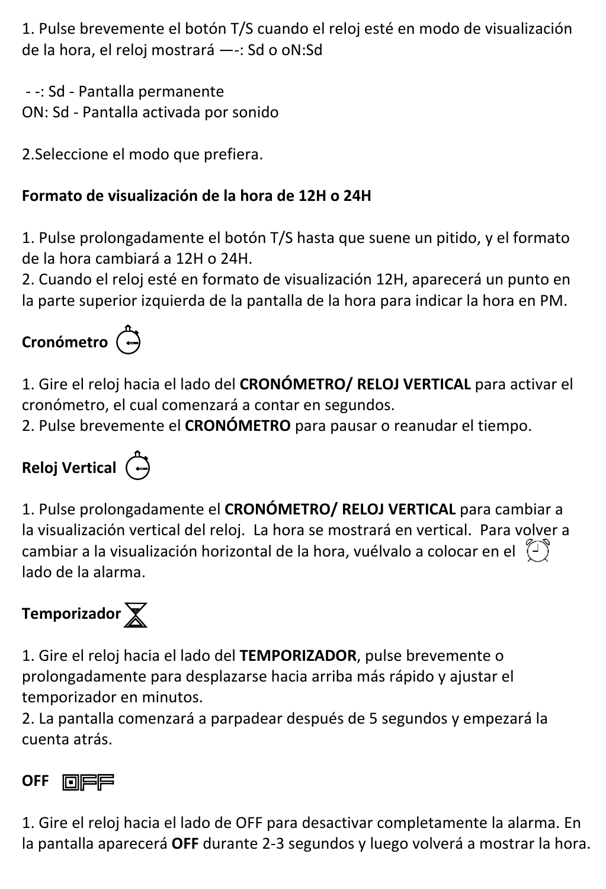1. Pulse brevemente el botón T/S cuando el reloj esté en modo de visualización de la hora, el reloj mostrará —-: Sd o oN:Sd

- -: Sd - Pantalla permanente
ON: Sd - Pantalla activada por sonido

2.Seleccione el modo que prefiera.

**Formato de visualización de la hora de 12H o 24H**

1. Pulse prolongadamente el botón T/S hasta que suene un pitido, y el formato de la hora cambiará a 12H o 24H.
2. Cuando el reloj esté en formato de visualización 12H, aparecerá un punto en la parte superior izquierda de la pantalla de la hora para indicar la hora en PM.

**Cronómetro**

1. Gire el reloj hacia el lado del **CRONÓMETRO/ RELOJ VERTICAL** para activar el cronómetro, el cual comenzará a contar en segundos.
2. Pulse brevemente el **CRONÓMETRO** para pausar o reanudar el tiempo.

**Reloj Vertical**

1. Pulse prolongadamente el **CRONÓMETRO/ RELOJ VERTICAL** para cambiar a la visualización vertical del reloj. La hora se mostrará en vertical. Para volver a cambiar a la visualización horizontal de la hora, vuélvalo a colocar en el lado de la alarma.

**Temporizador**

1. Gire el reloj hacia el lado del **TEMPORIZADOR**, pulse brevemente o prolongadamente para desplazarse hacia arriba más rápido y ajustar el temporizador en minutos.
2. La pantalla comenzará a parpadear después de 5 segundos y empezará la cuenta atrás.

**OFF**

1. Gire el reloj hacia el lado de OFF para desactivar completamente la alarma. En la pantalla aparecerá **OFF** durante 2-3 segundos y luego volverá a mostrar la hora.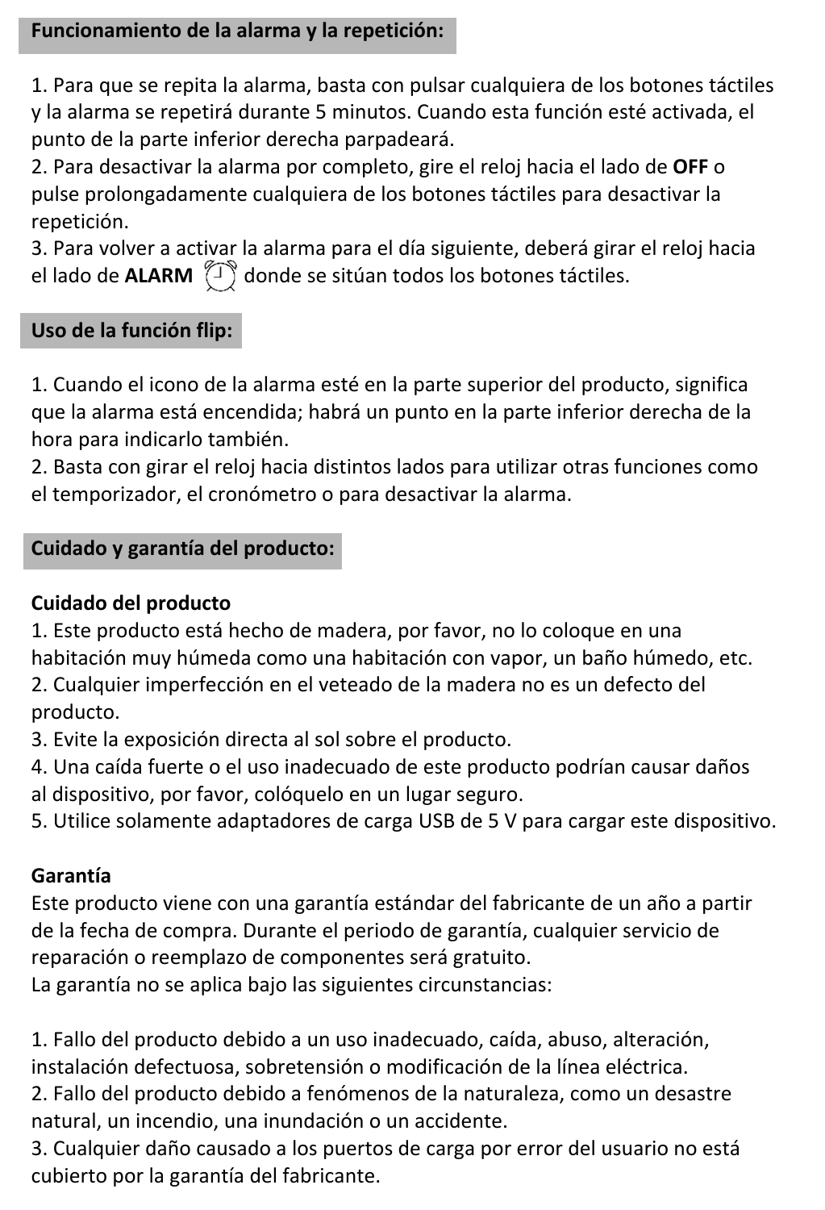## Funcionamiento de la alarma y la repetición:

1. Para que se repita la alarma, basta con pulsar cualquiera de los botones táctiles y la alarma se repetirá durante 5 minutos. Cuando esta función esté activada, el punto de la parte inferior derecha parpadeará.
2. Para desactivar la alarma por completo, gire el reloj hacia el lado de **OFF** o pulse prolongadamente cualquiera de los botones táctiles para desactivar la repetición.
3. Para volver a activar la alarma para el día siguiente, deberá girar el reloj hacia el lado de **ALARM** ⏰ donde se sitúan todos los botones táctiles.

## Uso de la función flip:

1. Cuando el icono de la alarma esté en la parte superior del producto, significa que la alarma está encendida; habrá un punto en la parte inferior derecha de la hora para indicarlo también.
2. Basta con girar el reloj hacia distintos lados para utilizar otras funciones como el temporizador, el cronómetro o para desactivar la alarma.

## Cuidado y garantía del producto:

### Cuidado del producto

1. Este producto está hecho de madera, por favor, no lo coloque en una habitación muy húmeda como una habitación con vapor, un baño húmedo, etc.
2. Cualquier imperfección en el veteado de la madera no es un defecto del producto.
3. Evite la exposición directa al sol sobre el producto.
4. Una caída fuerte o el uso inadecuado de este producto podrían causar daños al dispositivo, por favor, colóquelo en un lugar seguro.
5. Utilice solamente adaptadores de carga USB de 5 V para cargar este dispositivo.

### Garantía

Este producto viene con una garantía estándar del fabricante de un año a partir de la fecha de compra. Durante el periodo de garantía, cualquier servicio de reparación o reemplazo de componentes será gratuito.
La garantía no se aplica bajo las siguientes circunstancias:

1. Fallo del producto debido a un uso inadecuado, caída, abuso, alteración, instalación defectuosa, sobretensión o modificación de la línea eléctrica.
2. Fallo del producto debido a fenómenos de la naturaleza, como un desastre natural, un incendio, una inundación o un accidente.
3. Cualquier daño causado a los puertos de carga por error del usuario no está cubierto por la garantía del fabricante.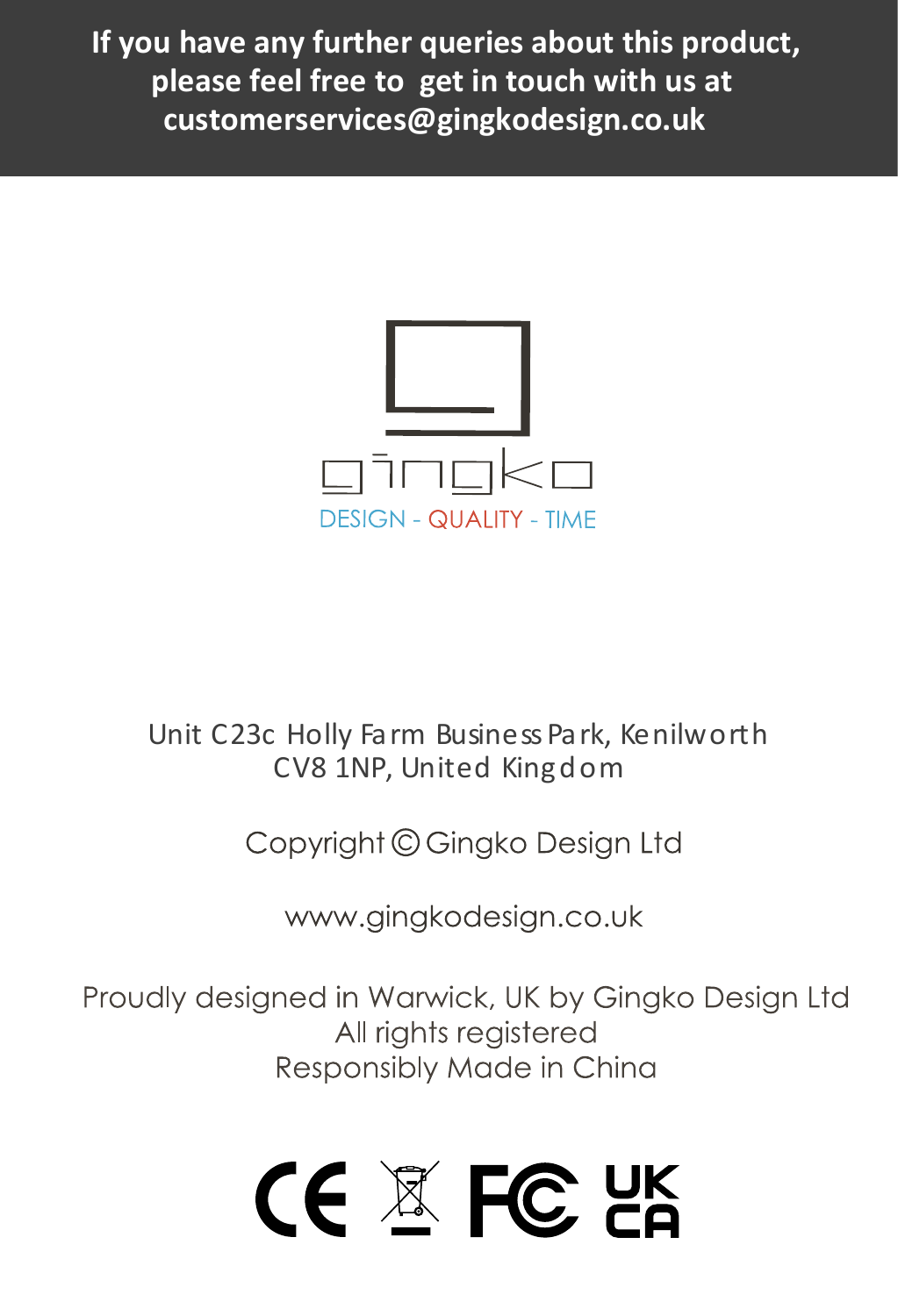**If you have any further queries about this product, please feel free to get in touch with us at customerservices@gingkodesign.co.uk**

gingko

DESIGN - QUALITY - TIME

Unit C23c Holly Farm Business Park, Kenilworth
CV8 1NP, United Kingdom

Copyright © Gingko Design Ltd

www.gingkodesign.co.uk

Proudly designed in Warwick, UK by Gingko Design Ltd
All rights registered
Responsibly Made in China